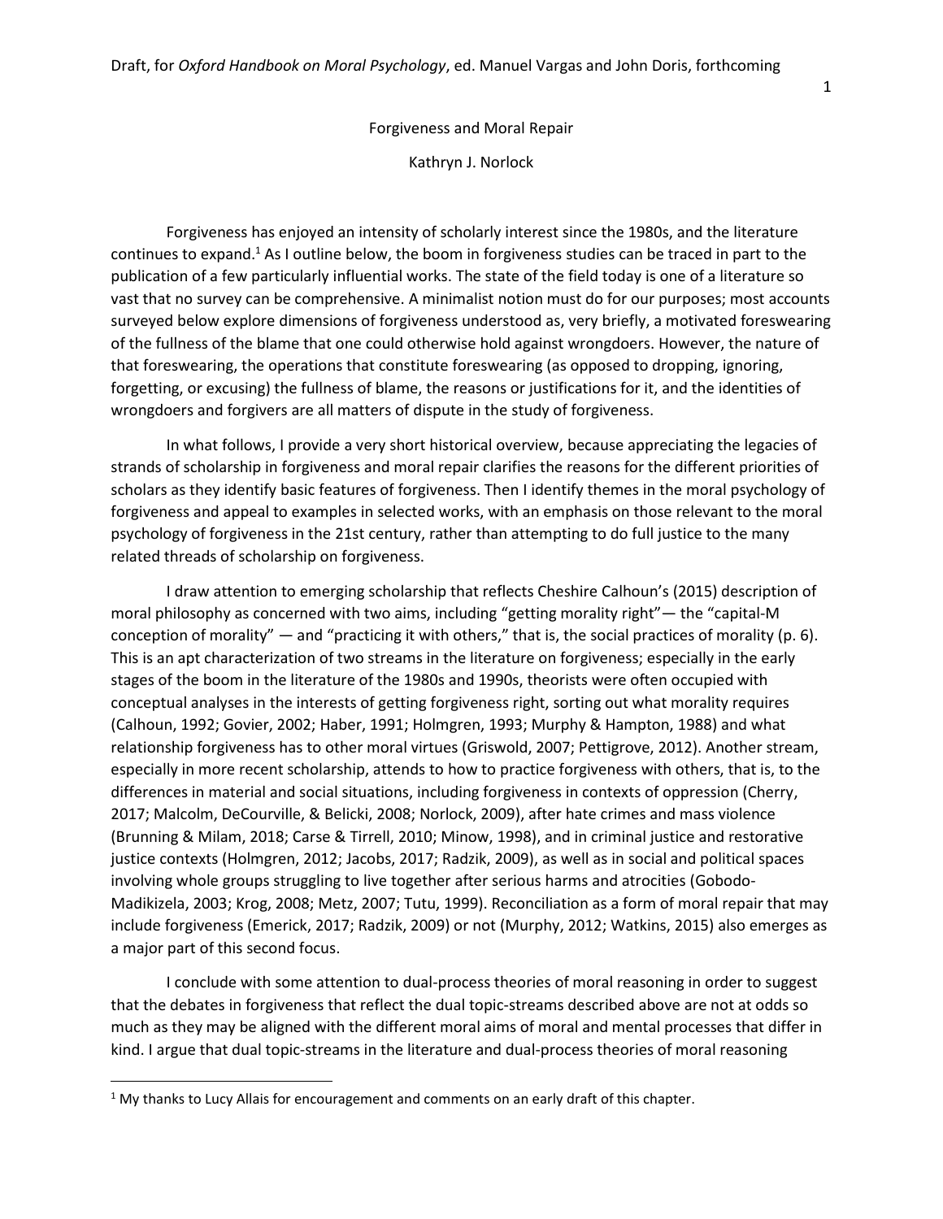# Forgiveness and Moral Repair

Kathryn J. Norlock

Forgiveness has enjoyed an intensity of scholarly interest since the 1980s, and the literature continues to expand.[1] As I outline below, the boom in forgiveness studies can be traced in part to the publication of a few particularly influential works. The state of the field today is one of a literature so vast that no survey can be comprehensive. A minimalist notion must do for our purposes; most accounts surveyed below explore dimensions of forgiveness understood as, very briefly, a motivated foreswearing of the fullness of the blame that one could otherwise hold against wrongdoers. However, the nature of that foreswearing, the operations that constitute foreswearing (as opposed to dropping, ignoring, forgetting, or excusing) the fullness of blame, the reasons or justifications for it, and the identities of wrongdoers and forgivers are all matters of dispute in the study of forgiveness.

In what follows, I provide a very short historical overview, because appreciating the legacies of strands of scholarship in forgiveness and moral repair clarifies the reasons for the different priorities of scholars as they identify basic features of forgiveness. Then I identify themes in the moral psychology of forgiveness and appeal to examples in selected works, with an emphasis on those relevant to the moral psychology of forgiveness in the 21st century, rather than attempting to do full justice to the many related threads of scholarship on forgiveness.

I draw attention to emerging scholarship that reflects Cheshire Calhoun's (2015) description of moral philosophy as concerned with two aims, including "getting morality right"— the "capital-M conception of morality" — and "practicing it with others," that is, the social practices of morality (p. 6). This is an apt characterization of two streams in the literature on forgiveness; especially in the early stages of the boom in the literature of the 1980s and 1990s, theorists were often occupied with conceptual analyses in the interests of getting forgiveness right, sorting out what morality requires (Calhoun, 1992; Govier, 2002; Haber, 1991; Holmgren, 1993; Murphy & Hampton, 1988) and what relationship forgiveness has to other moral virtues (Griswold, 2007; Pettigrove, 2012). Another stream, especially in more recent scholarship, attends to how to practice forgiveness with others, that is, to the differences in material and social situations, including forgiveness in contexts of oppression (Cherry, 2017; Malcolm, DeCourville, & Belicki, 2008; Norlock, 2009), after hate crimes and mass violence (Brunning & Milam, 2018; Carse & Tirrell, 2010; Minow, 1998), and in criminal justice and restorative justice contexts (Holmgren, 2012; Jacobs, 2017; Radzik, 2009), as well as in social and political spaces involving whole groups struggling to live together after serious harms and atrocities (Gobodo-Madikizela, 2003; Krog, 2008; Metz, 2007; Tutu, 1999). Reconciliation as a form of moral repair that may include forgiveness (Emerick, 2017; Radzik, 2009) or not (Murphy, 2012; Watkins, 2015) also emerges as a major part of this second focus.

I conclude with some attention to dual-process theories of moral reasoning in order to suggest that the debates in forgiveness that reflect the dual topic-streams described above are not at odds so much as they may be aligned with the different moral aims of moral and mental processes that differ in kind. I argue that dual topic-streams in the literature and dual-process theories of moral reasoning

[1] My thanks to Lucy Allais for encouragement and comments on an early draft of this chapter.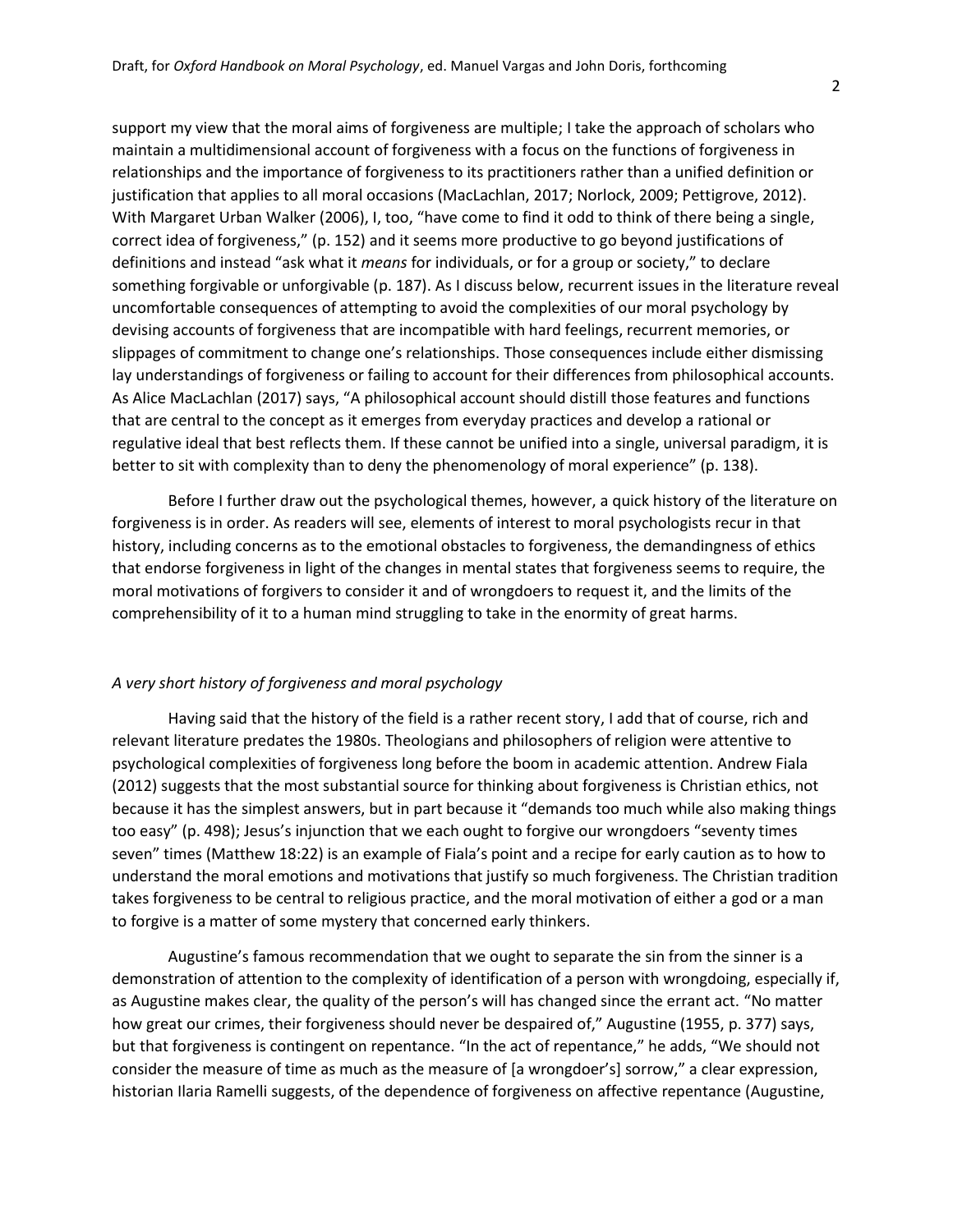support my view that the moral aims of forgiveness are multiple; I take the approach of scholars who maintain a multidimensional account of forgiveness with a focus on the functions of forgiveness in relationships and the importance of forgiveness to its practitioners rather than a unified definition or justification that applies to all moral occasions (MacLachlan, 2017; Norlock, 2009; Pettigrove, 2012). With Margaret Urban Walker (2006), I, too, "have come to find it odd to think of there being a single, correct idea of forgiveness," (p. 152) and it seems more productive to go beyond justifications of definitions and instead "ask what it *means* for individuals, or for a group or society," to declare something forgivable or unforgivable (p. 187). As I discuss below, recurrent issues in the literature reveal uncomfortable consequences of attempting to avoid the complexities of our moral psychology by devising accounts of forgiveness that are incompatible with hard feelings, recurrent memories, or slippages of commitment to change one's relationships. Those consequences include either dismissing lay understandings of forgiveness or failing to account for their differences from philosophical accounts. As Alice MacLachlan (2017) says, "A philosophical account should distill those features and functions that are central to the concept as it emerges from everyday practices and develop a rational or regulative ideal that best reflects them. If these cannot be unified into a single, universal paradigm, it is better to sit with complexity than to deny the phenomenology of moral experience" (p. 138).

Before I further draw out the psychological themes, however, a quick history of the literature on forgiveness is in order. As readers will see, elements of interest to moral psychologists recur in that history, including concerns as to the emotional obstacles to forgiveness, the demandingness of ethics that endorse forgiveness in light of the changes in mental states that forgiveness seems to require, the moral motivations of forgivers to consider it and of wrongdoers to request it, and the limits of the comprehensibility of it to a human mind struggling to take in the enormity of great harms.

## *A very short history of forgiveness and moral psychology*

Having said that the history of the field is a rather recent story, I add that of course, rich and relevant literature predates the 1980s. Theologians and philosophers of religion were attentive to psychological complexities of forgiveness long before the boom in academic attention. Andrew Fiala (2012) suggests that the most substantial source for thinking about forgiveness is Christian ethics, not because it has the simplest answers, but in part because it "demands too much while also making things too easy" (p. 498); Jesus's injunction that we each ought to forgive our wrongdoers "seventy times seven" times (Matthew 18:22) is an example of Fiala's point and a recipe for early caution as to how to understand the moral emotions and motivations that justify so much forgiveness. The Christian tradition takes forgiveness to be central to religious practice, and the moral motivation of either a god or a man to forgive is a matter of some mystery that concerned early thinkers.

Augustine's famous recommendation that we ought to separate the sin from the sinner is a demonstration of attention to the complexity of identification of a person with wrongdoing, especially if, as Augustine makes clear, the quality of the person's will has changed since the errant act. "No matter how great our crimes, their forgiveness should never be despaired of," Augustine (1955, p. 377) says, but that forgiveness is contingent on repentance. "In the act of repentance," he adds, "We should not consider the measure of time as much as the measure of [a wrongdoer's] sorrow," a clear expression, historian Ilaria Ramelli suggests, of the dependence of forgiveness on affective repentance (Augustine,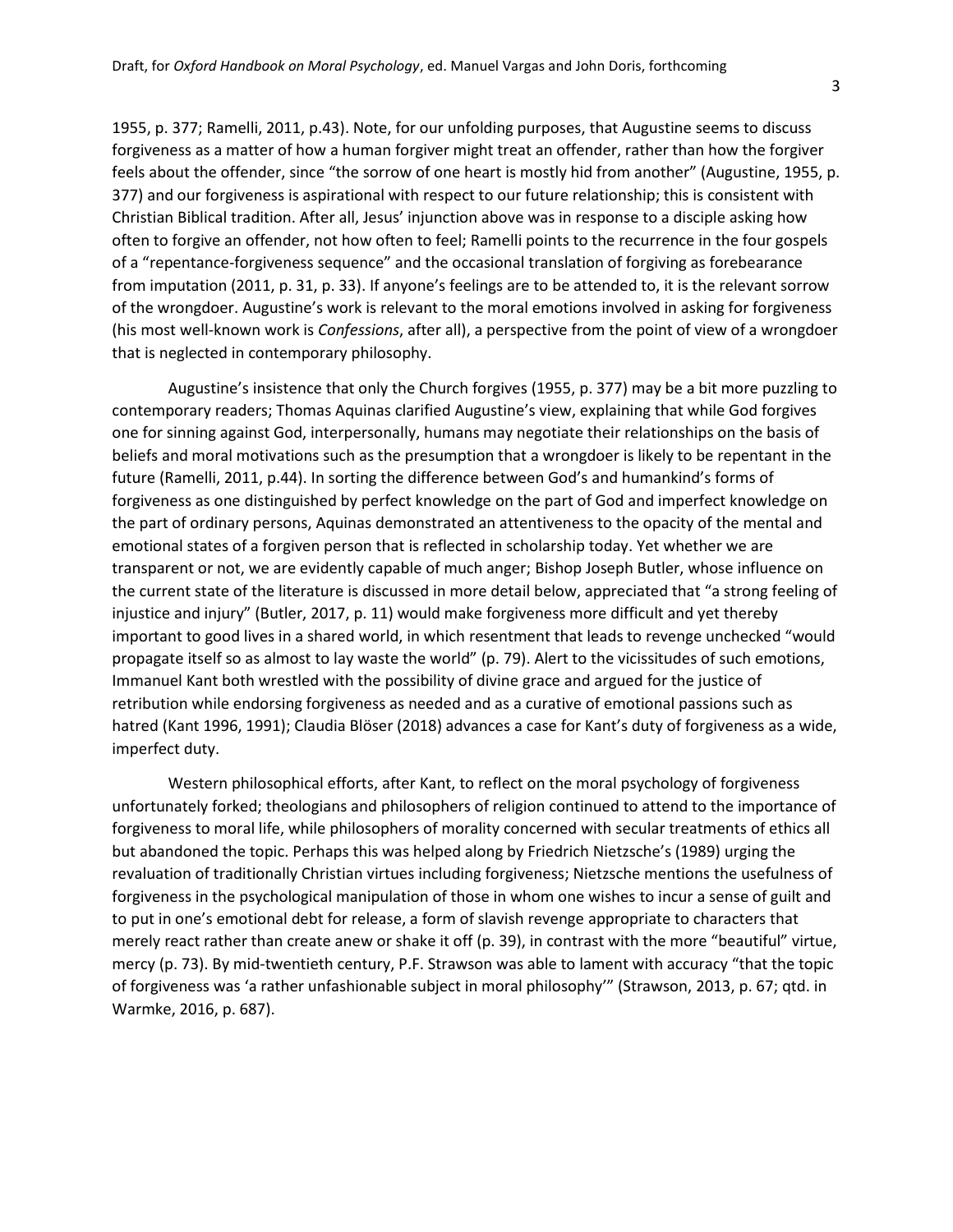1955, p. 377; Ramelli, 2011, p.43). Note, for our unfolding purposes, that Augustine seems to discuss forgiveness as a matter of how a human forgiver might treat an offender, rather than how the forgiver feels about the offender, since "the sorrow of one heart is mostly hid from another" (Augustine, 1955, p. 377) and our forgiveness is aspirational with respect to our future relationship; this is consistent with Christian Biblical tradition. After all, Jesus' injunction above was in response to a disciple asking how often to forgive an offender, not how often to feel; Ramelli points to the recurrence in the four gospels of a "repentance-forgiveness sequence" and the occasional translation of forgiving as forebearance from imputation (2011, p. 31, p. 33). If anyone's feelings are to be attended to, it is the relevant sorrow of the wrongdoer. Augustine's work is relevant to the moral emotions involved in asking for forgiveness (his most well-known work is *Confessions*, after all), a perspective from the point of view of a wrongdoer that is neglected in contemporary philosophy.

Augustine's insistence that only the Church forgives (1955, p. 377) may be a bit more puzzling to contemporary readers; Thomas Aquinas clarified Augustine's view, explaining that while God forgives one for sinning against God, interpersonally, humans may negotiate their relationships on the basis of beliefs and moral motivations such as the presumption that a wrongdoer is likely to be repentant in the future (Ramelli, 2011, p.44). In sorting the difference between God's and humankind's forms of forgiveness as one distinguished by perfect knowledge on the part of God and imperfect knowledge on the part of ordinary persons, Aquinas demonstrated an attentiveness to the opacity of the mental and emotional states of a forgiven person that is reflected in scholarship today. Yet whether we are transparent or not, we are evidently capable of much anger; Bishop Joseph Butler, whose influence on the current state of the literature is discussed in more detail below, appreciated that "a strong feeling of injustice and injury" (Butler, 2017, p. 11) would make forgiveness more difficult and yet thereby important to good lives in a shared world, in which resentment that leads to revenge unchecked "would propagate itself so as almost to lay waste the world" (p. 79). Alert to the vicissitudes of such emotions, Immanuel Kant both wrestled with the possibility of divine grace and argued for the justice of retribution while endorsing forgiveness as needed and as a curative of emotional passions such as hatred (Kant 1996, 1991); Claudia Blöser (2018) advances a case for Kant's duty of forgiveness as a wide, imperfect duty.

Western philosophical efforts, after Kant, to reflect on the moral psychology of forgiveness unfortunately forked; theologians and philosophers of religion continued to attend to the importance of forgiveness to moral life, while philosophers of morality concerned with secular treatments of ethics all but abandoned the topic. Perhaps this was helped along by Friedrich Nietzsche's (1989) urging the revaluation of traditionally Christian virtues including forgiveness; Nietzsche mentions the usefulness of forgiveness in the psychological manipulation of those in whom one wishes to incur a sense of guilt and to put in one's emotional debt for release, a form of slavish revenge appropriate to characters that merely react rather than create anew or shake it off (p. 39), in contrast with the more "beautiful" virtue, mercy (p. 73). By mid-twentieth century, P.F. Strawson was able to lament with accuracy "that the topic of forgiveness was 'a rather unfashionable subject in moral philosophy'" (Strawson, 2013, p. 67; qtd. in Warmke, 2016, p. 687).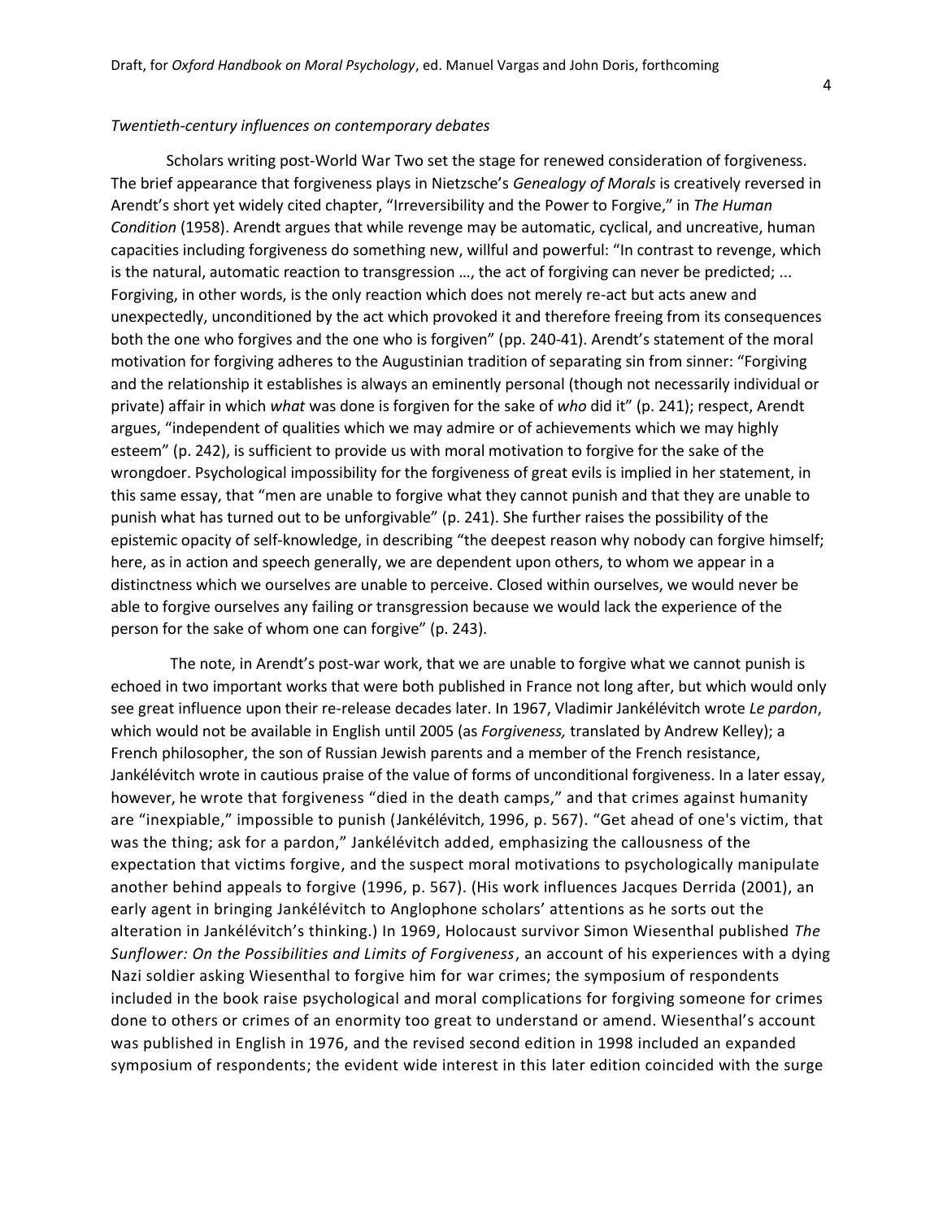*Twentieth-century influences on contemporary debates*

Scholars writing post-World War Two set the stage for renewed consideration of forgiveness. The brief appearance that forgiveness plays in Nietzsche's *Genealogy of Morals* is creatively reversed in Arendt's short yet widely cited chapter, "Irreversibility and the Power to Forgive," in *The Human Condition* (1958). Arendt argues that while revenge may be automatic, cyclical, and uncreative, human capacities including forgiveness do something new, willful and powerful: "In contrast to revenge, which is the natural, automatic reaction to transgression …, the act of forgiving can never be predicted; ... Forgiving, in other words, is the only reaction which does not merely re-act but acts anew and unexpectedly, unconditioned by the act which provoked it and therefore freeing from its consequences both the one who forgives and the one who is forgiven" (pp. 240-41). Arendt's statement of the moral motivation for forgiving adheres to the Augustinian tradition of separating sin from sinner: "Forgiving and the relationship it establishes is always an eminently personal (though not necessarily individual or private) affair in which *what* was done is forgiven for the sake of *who* did it" (p. 241); respect, Arendt argues, "independent of qualities which we may admire or of achievements which we may highly esteem" (p. 242), is sufficient to provide us with moral motivation to forgive for the sake of the wrongdoer. Psychological impossibility for the forgiveness of great evils is implied in her statement, in this same essay, that "men are unable to forgive what they cannot punish and that they are unable to punish what has turned out to be unforgivable" (p. 241). She further raises the possibility of the epistemic opacity of self-knowledge, in describing "the deepest reason why nobody can forgive himself; here, as in action and speech generally, we are dependent upon others, to whom we appear in a distinctness which we ourselves are unable to perceive. Closed within ourselves, we would never be able to forgive ourselves any failing or transgression because we would lack the experience of the person for the sake of whom one can forgive" (p. 243).

The note, in Arendt's post-war work, that we are unable to forgive what we cannot punish is echoed in two important works that were both published in France not long after, but which would only see great influence upon their re-release decades later. In 1967, Vladimir Jankélévitch wrote *Le pardon*, which would not be available in English until 2005 (as *Forgiveness,* translated by Andrew Kelley); a French philosopher, the son of Russian Jewish parents and a member of the French resistance, Jankélévitch wrote in cautious praise of the value of forms of unconditional forgiveness. In a later essay, however, he wrote that forgiveness "died in the death camps," and that crimes against humanity are "inexpiable," impossible to punish (Jankélévitch, 1996, p. 567). "Get ahead of one's victim, that was the thing; ask for a pardon," Jankélévitch added, emphasizing the callousness of the expectation that victims forgive, and the suspect moral motivations to psychologically manipulate another behind appeals to forgive (1996, p. 567). (His work influences Jacques Derrida (2001), an early agent in bringing Jankélévitch to Anglophone scholars' attentions as he sorts out the alteration in Jankélévitch's thinking.) In 1969, Holocaust survivor Simon Wiesenthal published *The Sunflower: On the Possibilities and Limits of Forgiveness*, an account of his experiences with a dying Nazi soldier asking Wiesenthal to forgive him for war crimes; the symposium of respondents included in the book raise psychological and moral complications for forgiving someone for crimes done to others or crimes of an enormity too great to understand or amend. Wiesenthal's account was published in English in 1976, and the revised second edition in 1998 included an expanded symposium of respondents; the evident wide interest in this later edition coincided with the surge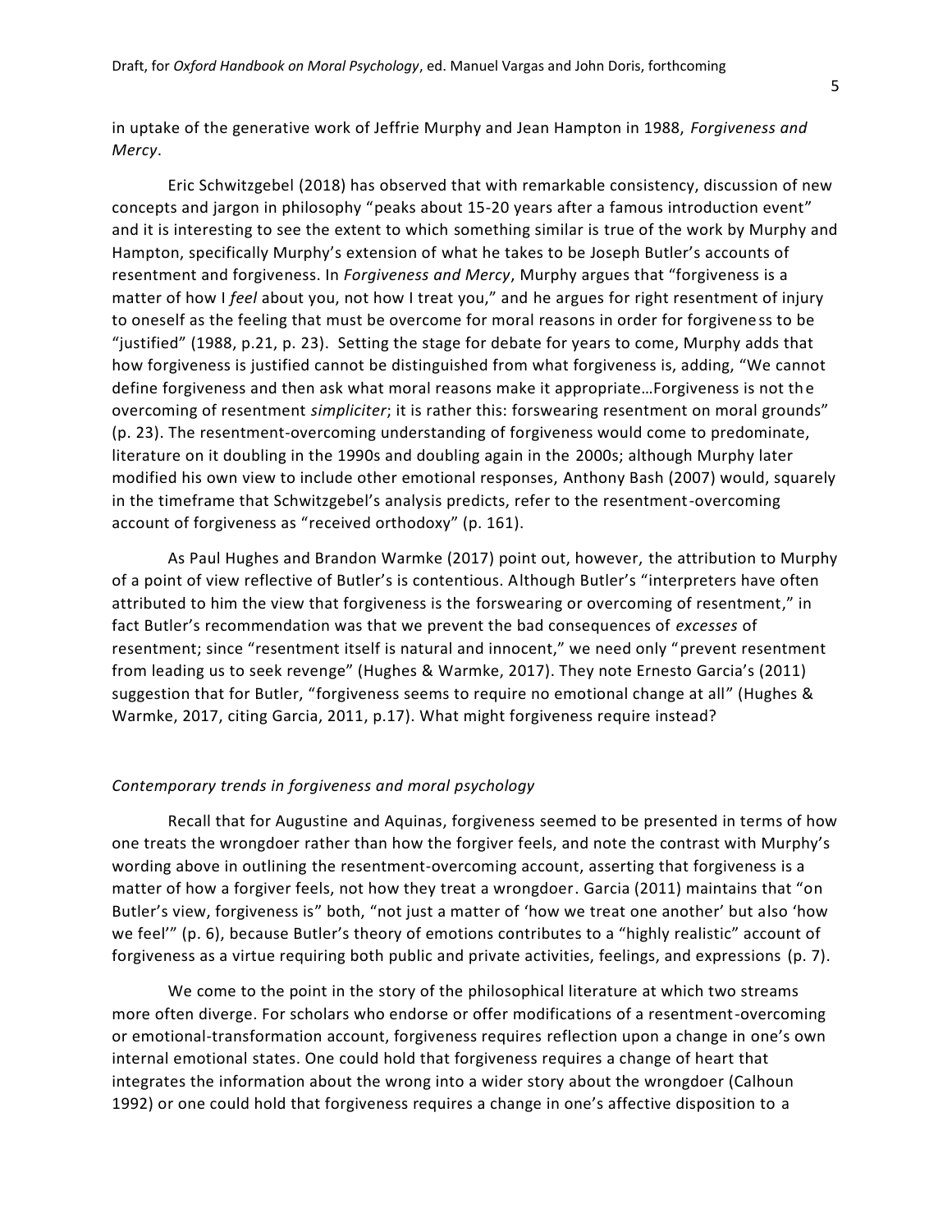in uptake of the generative work of Jeffrie Murphy and Jean Hampton in 1988, *Forgiveness and Mercy*.

Eric Schwitzgebel (2018) has observed that with remarkable consistency, discussion of new concepts and jargon in philosophy "peaks about 15-20 years after a famous introduction event" and it is interesting to see the extent to which something similar is true of the work by Murphy and Hampton, specifically Murphy's extension of what he takes to be Joseph Butler's accounts of resentment and forgiveness. In *Forgiveness and Mercy*, Murphy argues that "forgiveness is a matter of how I *feel* about you, not how I treat you," and he argues for right resentment of injury to oneself as the feeling that must be overcome for moral reasons in order for forgiveness to be "justified" (1988, p.21, p. 23). Setting the stage for debate for years to come, Murphy adds that how forgiveness is justified cannot be distinguished from what forgiveness is, adding, "We cannot define forgiveness and then ask what moral reasons make it appropriate…Forgiveness is not the overcoming of resentment *simpliciter*; it is rather this: forswearing resentment on moral grounds" (p. 23). The resentment-overcoming understanding of forgiveness would come to predominate, literature on it doubling in the 1990s and doubling again in the 2000s; although Murphy later modified his own view to include other emotional responses, Anthony Bash (2007) would, squarely in the timeframe that Schwitzgebel's analysis predicts, refer to the resentment-overcoming account of forgiveness as "received orthodoxy" (p. 161).

As Paul Hughes and Brandon Warmke (2017) point out, however, the attribution to Murphy of a point of view reflective of Butler's is contentious. Although Butler's "interpreters have often attributed to him the view that forgiveness is the forswearing or overcoming of resentment," in fact Butler's recommendation was that we prevent the bad consequences of *excesses* of resentment; since "resentment itself is natural and innocent," we need only "prevent resentment from leading us to seek revenge" (Hughes & Warmke, 2017). They note Ernesto Garcia's (2011) suggestion that for Butler, "forgiveness seems to require no emotional change at all" (Hughes & Warmke, 2017, citing Garcia, 2011, p.17). What might forgiveness require instead?

### *Contemporary trends in forgiveness and moral psychology*

Recall that for Augustine and Aquinas, forgiveness seemed to be presented in terms of how one treats the wrongdoer rather than how the forgiver feels, and note the contrast with Murphy's wording above in outlining the resentment-overcoming account, asserting that forgiveness is a matter of how a forgiver feels, not how they treat a wrongdoer. Garcia (2011) maintains that "on Butler's view, forgiveness is" both, "not just a matter of 'how we treat one another' but also 'how we feel'" (p. 6), because Butler's theory of emotions contributes to a "highly realistic" account of forgiveness as a virtue requiring both public and private activities, feelings, and expressions (p. 7).

We come to the point in the story of the philosophical literature at which two streams more often diverge. For scholars who endorse or offer modifications of a resentment-overcoming or emotional-transformation account, forgiveness requires reflection upon a change in one's own internal emotional states. One could hold that forgiveness requires a change of heart that integrates the information about the wrong into a wider story about the wrongdoer (Calhoun 1992) or one could hold that forgiveness requires a change in one's affective disposition to a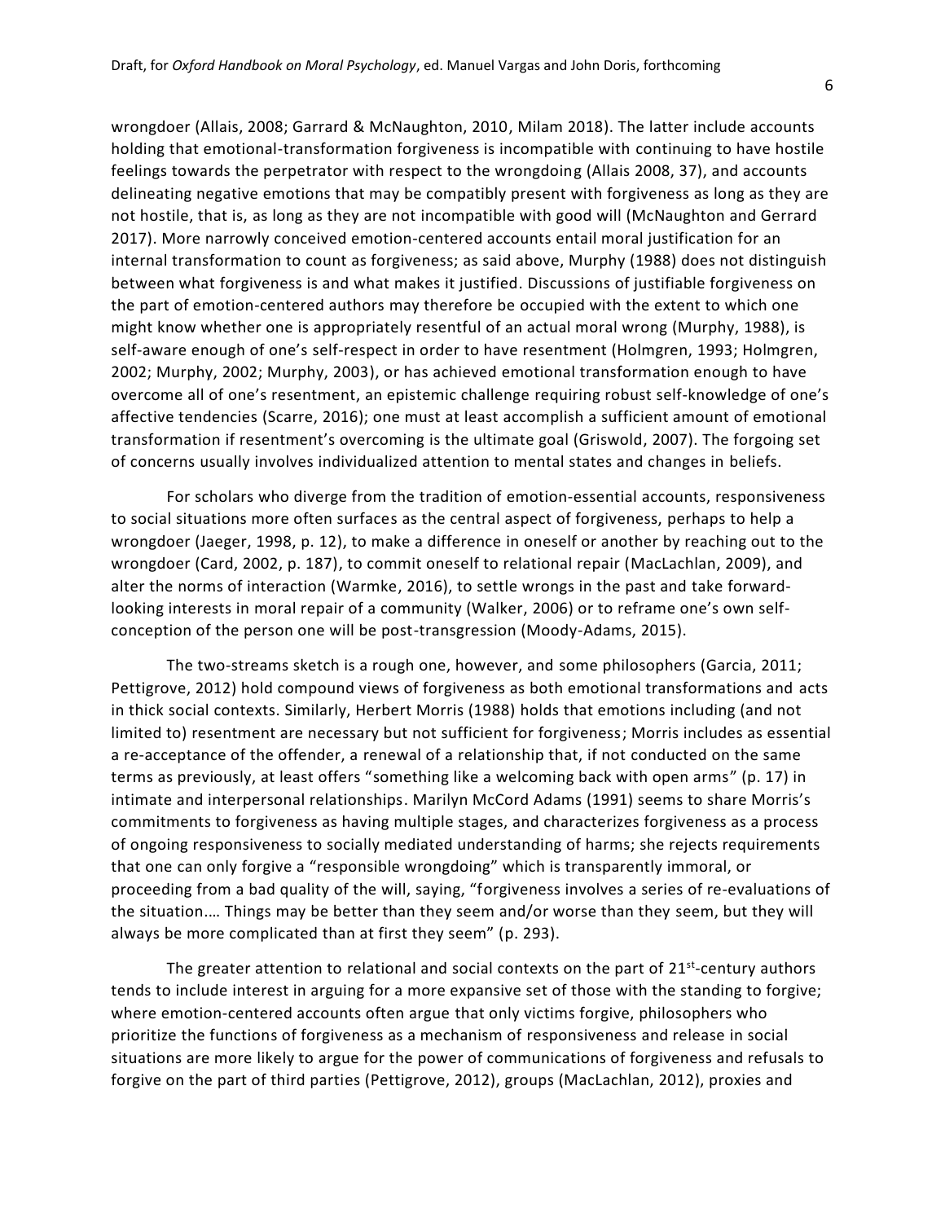wrongdoer (Allais, 2008; Garrard & McNaughton, 2010, Milam 2018). The latter include accounts holding that emotional-transformation forgiveness is incompatible with continuing to have hostile feelings towards the perpetrator with respect to the wrongdoing (Allais 2008, 37), and accounts delineating negative emotions that may be compatibly present with forgiveness as long as they are not hostile, that is, as long as they are not incompatible with good will (McNaughton and Gerrard 2017). More narrowly conceived emotion-centered accounts entail moral justification for an internal transformation to count as forgiveness; as said above, Murphy (1988) does not distinguish between what forgiveness is and what makes it justified. Discussions of justifiable forgiveness on the part of emotion-centered authors may therefore be occupied with the extent to which one might know whether one is appropriately resentful of an actual moral wrong (Murphy, 1988), is self-aware enough of one's self-respect in order to have resentment (Holmgren, 1993; Holmgren, 2002; Murphy, 2002; Murphy, 2003), or has achieved emotional transformation enough to have overcome all of one's resentment, an epistemic challenge requiring robust self-knowledge of one's affective tendencies (Scarre, 2016); one must at least accomplish a sufficient amount of emotional transformation if resentment's overcoming is the ultimate goal (Griswold, 2007). The forgoing set of concerns usually involves individualized attention to mental states and changes in beliefs.

For scholars who diverge from the tradition of emotion-essential accounts, responsiveness to social situations more often surfaces as the central aspect of forgiveness, perhaps to help a wrongdoer (Jaeger, 1998, p. 12), to make a difference in oneself or another by reaching out to the wrongdoer (Card, 2002, p. 187), to commit oneself to relational repair (MacLachlan, 2009), and alter the norms of interaction (Warmke, 2016), to settle wrongs in the past and take forward-looking interests in moral repair of a community (Walker, 2006) or to reframe one's own self-conception of the person one will be post-transgression (Moody-Adams, 2015).

The two-streams sketch is a rough one, however, and some philosophers (Garcia, 2011; Pettigrove, 2012) hold compound views of forgiveness as both emotional transformations and acts in thick social contexts. Similarly, Herbert Morris (1988) holds that emotions including (and not limited to) resentment are necessary but not sufficient for forgiveness; Morris includes as essential a re-acceptance of the offender, a renewal of a relationship that, if not conducted on the same terms as previously, at least offers "something like a welcoming back with open arms" (p. 17) in intimate and interpersonal relationships. Marilyn McCord Adams (1991) seems to share Morris's commitments to forgiveness as having multiple stages, and characterizes forgiveness as a process of ongoing responsiveness to socially mediated understanding of harms; she rejects requirements that one can only forgive a "responsible wrongdoing" which is transparently immoral, or proceeding from a bad quality of the will, saying, "forgiveness involves a series of re-evaluations of the situation.… Things may be better than they seem and/or worse than they seem, but they will always be more complicated than at first they seem" (p. 293).

The greater attention to relational and social contexts on the part of 21st-century authors tends to include interest in arguing for a more expansive set of those with the standing to forgive; where emotion-centered accounts often argue that only victims forgive, philosophers who prioritize the functions of forgiveness as a mechanism of responsiveness and release in social situations are more likely to argue for the power of communications of forgiveness and refusals to forgive on the part of third parties (Pettigrove, 2012), groups (MacLachlan, 2012), proxies and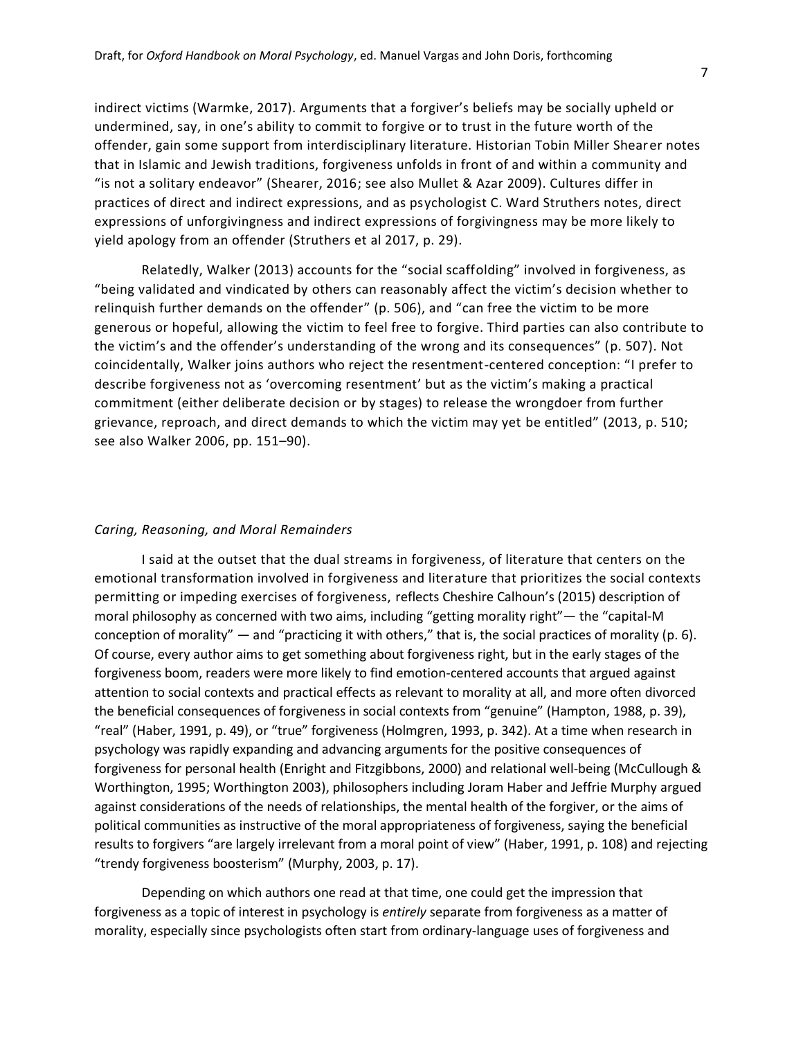indirect victims (Warmke, 2017). Arguments that a forgiver's beliefs may be socially upheld or undermined, say, in one's ability to commit to forgive or to trust in the future worth of the offender, gain some support from interdisciplinary literature. Historian Tobin Miller Shearer notes that in Islamic and Jewish traditions, forgiveness unfolds in front of and within a community and "is not a solitary endeavor" (Shearer, 2016; see also Mullet & Azar 2009). Cultures differ in practices of direct and indirect expressions, and as psychologist C. Ward Struthers notes, direct expressions of unforgivingness and indirect expressions of forgivingness may be more likely to yield apology from an offender (Struthers et al 2017, p. 29).

Relatedly, Walker (2013) accounts for the "social scaffolding" involved in forgiveness, as "being validated and vindicated by others can reasonably affect the victim's decision whether to relinquish further demands on the offender" (p. 506), and "can free the victim to be more generous or hopeful, allowing the victim to feel free to forgive. Third parties can also contribute to the victim's and the offender's understanding of the wrong and its consequences" (p. 507). Not coincidentally, Walker joins authors who reject the resentment-centered conception: "I prefer to describe forgiveness not as 'overcoming resentment' but as the victim's making a practical commitment (either deliberate decision or by stages) to release the wrongdoer from further grievance, reproach, and direct demands to which the victim may yet be entitled" (2013, p. 510; see also Walker 2006, pp. 151–90).

### *Caring, Reasoning, and Moral Remainders*

I said at the outset that the dual streams in forgiveness, of literature that centers on the emotional transformation involved in forgiveness and literature that prioritizes the social contexts permitting or impeding exercises of forgiveness, reflects Cheshire Calhoun's (2015) description of moral philosophy as concerned with two aims, including "getting morality right"— the "capital-M conception of morality" — and "practicing it with others," that is, the social practices of morality (p. 6). Of course, every author aims to get something about forgiveness right, but in the early stages of the forgiveness boom, readers were more likely to find emotion-centered accounts that argued against attention to social contexts and practical effects as relevant to morality at all, and more often divorced the beneficial consequences of forgiveness in social contexts from "genuine" (Hampton, 1988, p. 39), "real" (Haber, 1991, p. 49), or "true" forgiveness (Holmgren, 1993, p. 342). At a time when research in psychology was rapidly expanding and advancing arguments for the positive consequences of forgiveness for personal health (Enright and Fitzgibbons, 2000) and relational well-being (McCullough & Worthington, 1995; Worthington 2003), philosophers including Joram Haber and Jeffrie Murphy argued against considerations of the needs of relationships, the mental health of the forgiver, or the aims of political communities as instructive of the moral appropriateness of forgiveness, saying the beneficial results to forgivers "are largely irrelevant from a moral point of view" (Haber, 1991, p. 108) and rejecting "trendy forgiveness boosterism" (Murphy, 2003, p. 17).

Depending on which authors one read at that time, one could get the impression that forgiveness as a topic of interest in psychology is *entirely* separate from forgiveness as a matter of morality, especially since psychologists often start from ordinary-language uses of forgiveness and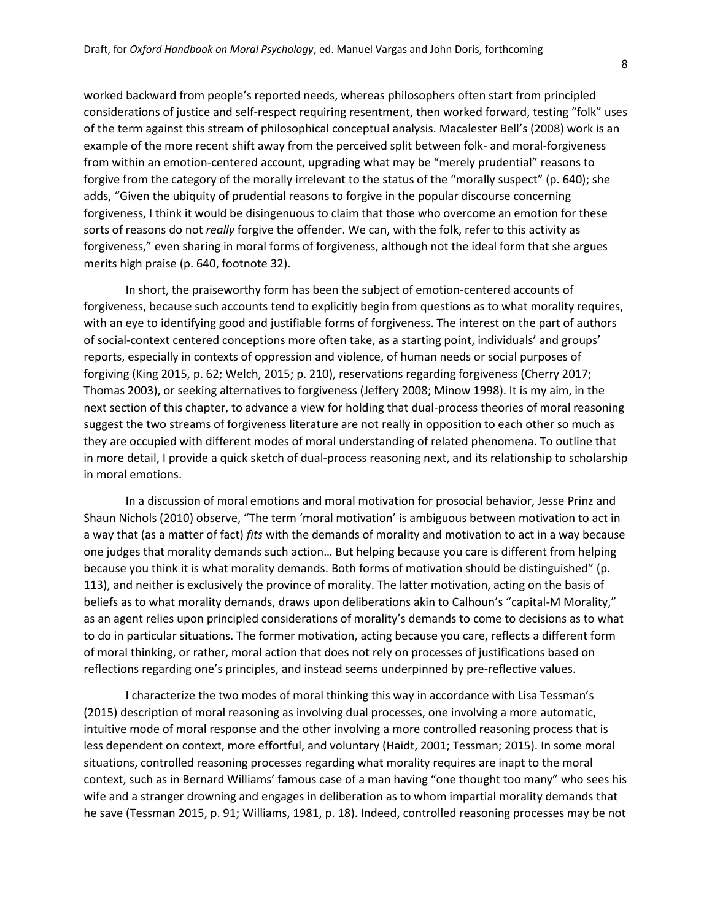worked backward from people's reported needs, whereas philosophers often start from principled considerations of justice and self-respect requiring resentment, then worked forward, testing "folk" uses of the term against this stream of philosophical conceptual analysis. Macalester Bell's (2008) work is an example of the more recent shift away from the perceived split between folk- and moral-forgiveness from within an emotion-centered account, upgrading what may be "merely prudential" reasons to forgive from the category of the morally irrelevant to the status of the "morally suspect" (p. 640); she adds, "Given the ubiquity of prudential reasons to forgive in the popular discourse concerning forgiveness, I think it would be disingenuous to claim that those who overcome an emotion for these sorts of reasons do not *really* forgive the offender. We can, with the folk, refer to this activity as forgiveness," even sharing in moral forms of forgiveness, although not the ideal form that she argues merits high praise (p. 640, footnote 32).

In short, the praiseworthy form has been the subject of emotion-centered accounts of forgiveness, because such accounts tend to explicitly begin from questions as to what morality requires, with an eye to identifying good and justifiable forms of forgiveness. The interest on the part of authors of social-context centered conceptions more often take, as a starting point, individuals' and groups' reports, especially in contexts of oppression and violence, of human needs or social purposes of forgiving (King 2015, p. 62; Welch, 2015; p. 210), reservations regarding forgiveness (Cherry 2017; Thomas 2003), or seeking alternatives to forgiveness (Jeffery 2008; Minow 1998). It is my aim, in the next section of this chapter, to advance a view for holding that dual-process theories of moral reasoning suggest the two streams of forgiveness literature are not really in opposition to each other so much as they are occupied with different modes of moral understanding of related phenomena. To outline that in more detail, I provide a quick sketch of dual-process reasoning next, and its relationship to scholarship in moral emotions.

In a discussion of moral emotions and moral motivation for prosocial behavior, Jesse Prinz and Shaun Nichols (2010) observe, "The term 'moral motivation' is ambiguous between motivation to act in a way that (as a matter of fact) *fits* with the demands of morality and motivation to act in a way because one judges that morality demands such action… But helping because you care is different from helping because you think it is what morality demands. Both forms of motivation should be distinguished" (p. 113), and neither is exclusively the province of morality. The latter motivation, acting on the basis of beliefs as to what morality demands, draws upon deliberations akin to Calhoun's "capital-M Morality," as an agent relies upon principled considerations of morality's demands to come to decisions as to what to do in particular situations. The former motivation, acting because you care, reflects a different form of moral thinking, or rather, moral action that does not rely on processes of justifications based on reflections regarding one's principles, and instead seems underpinned by pre-reflective values.

I characterize the two modes of moral thinking this way in accordance with Lisa Tessman's (2015) description of moral reasoning as involving dual processes, one involving a more automatic, intuitive mode of moral response and the other involving a more controlled reasoning process that is less dependent on context, more effortful, and voluntary (Haidt, 2001; Tessman; 2015). In some moral situations, controlled reasoning processes regarding what morality requires are inapt to the moral context, such as in Bernard Williams' famous case of a man having "one thought too many" who sees his wife and a stranger drowning and engages in deliberation as to whom impartial morality demands that he save (Tessman 2015, p. 91; Williams, 1981, p. 18). Indeed, controlled reasoning processes may be not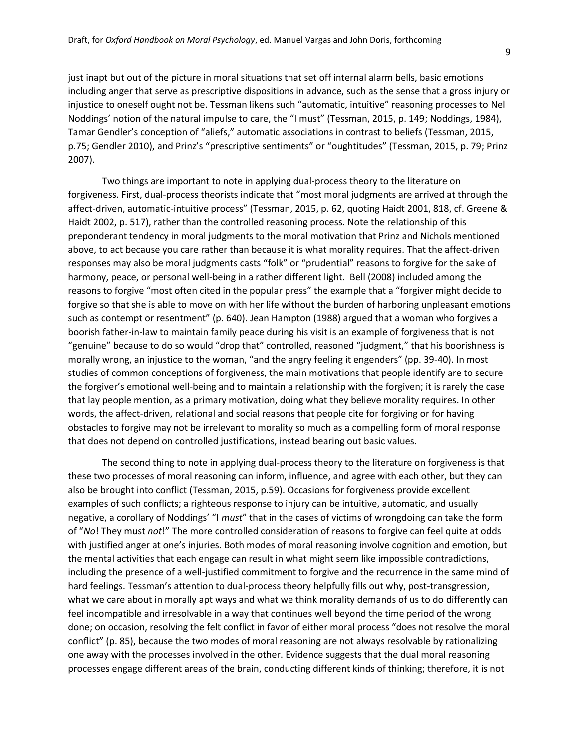just inapt but out of the picture in moral situations that set off internal alarm bells, basic emotions including anger that serve as prescriptive dispositions in advance, such as the sense that a gross injury or injustice to oneself ought not be. Tessman likens such "automatic, intuitive" reasoning processes to Nel Noddings' notion of the natural impulse to care, the "I must" (Tessman, 2015, p. 149; Noddings, 1984), Tamar Gendler's conception of "aliefs," automatic associations in contrast to beliefs (Tessman, 2015, p.75; Gendler 2010), and Prinz's "prescriptive sentiments" or "oughtitudes" (Tessman, 2015, p. 79; Prinz 2007).

Two things are important to note in applying dual-process theory to the literature on forgiveness. First, dual-process theorists indicate that "most moral judgments are arrived at through the affect-driven, automatic-intuitive process" (Tessman, 2015, p. 62, quoting Haidt 2001, 818, cf. Greene & Haidt 2002, p. 517), rather than the controlled reasoning process. Note the relationship of this preponderant tendency in moral judgments to the moral motivation that Prinz and Nichols mentioned above, to act because you care rather than because it is what morality requires. That the affect-driven responses may also be moral judgments casts "folk" or "prudential" reasons to forgive for the sake of harmony, peace, or personal well-being in a rather different light. Bell (2008) included among the reasons to forgive "most often cited in the popular press" the example that a "forgiver might decide to forgive so that she is able to move on with her life without the burden of harboring unpleasant emotions such as contempt or resentment" (p. 640). Jean Hampton (1988) argued that a woman who forgives a boorish father-in-law to maintain family peace during his visit is an example of forgiveness that is not "genuine" because to do so would "drop that" controlled, reasoned "judgment," that his boorishness is morally wrong, an injustice to the woman, "and the angry feeling it engenders" (pp. 39-40). In most studies of common conceptions of forgiveness, the main motivations that people identify are to secure the forgiver's emotional well-being and to maintain a relationship with the forgiven; it is rarely the case that lay people mention, as a primary motivation, doing what they believe morality requires. In other words, the affect-driven, relational and social reasons that people cite for forgiving or for having obstacles to forgive may not be irrelevant to morality so much as a compelling form of moral response that does not depend on controlled justifications, instead bearing out basic values.

The second thing to note in applying dual-process theory to the literature on forgiveness is that these two processes of moral reasoning can inform, influence, and agree with each other, but they can also be brought into conflict (Tessman, 2015, p.59). Occasions for forgiveness provide excellent examples of such conflicts; a righteous response to injury can be intuitive, automatic, and usually negative, a corollary of Noddings' "I *must*" that in the cases of victims of wrongdoing can take the form of "*No*! They must *not*!" The more controlled consideration of reasons to forgive can feel quite at odds with justified anger at one's injuries. Both modes of moral reasoning involve cognition and emotion, but the mental activities that each engage can result in what might seem like impossible contradictions, including the presence of a well-justified commitment to forgive and the recurrence in the same mind of hard feelings. Tessman's attention to dual-process theory helpfully fills out why, post-transgression, what we care about in morally apt ways and what we think morality demands of us to do differently can feel incompatible and irresolvable in a way that continues well beyond the time period of the wrong done; on occasion, resolving the felt conflict in favor of either moral process "does not resolve the moral conflict" (p. 85), because the two modes of moral reasoning are not always resolvable by rationalizing one away with the processes involved in the other. Evidence suggests that the dual moral reasoning processes engage different areas of the brain, conducting different kinds of thinking; therefore, it is not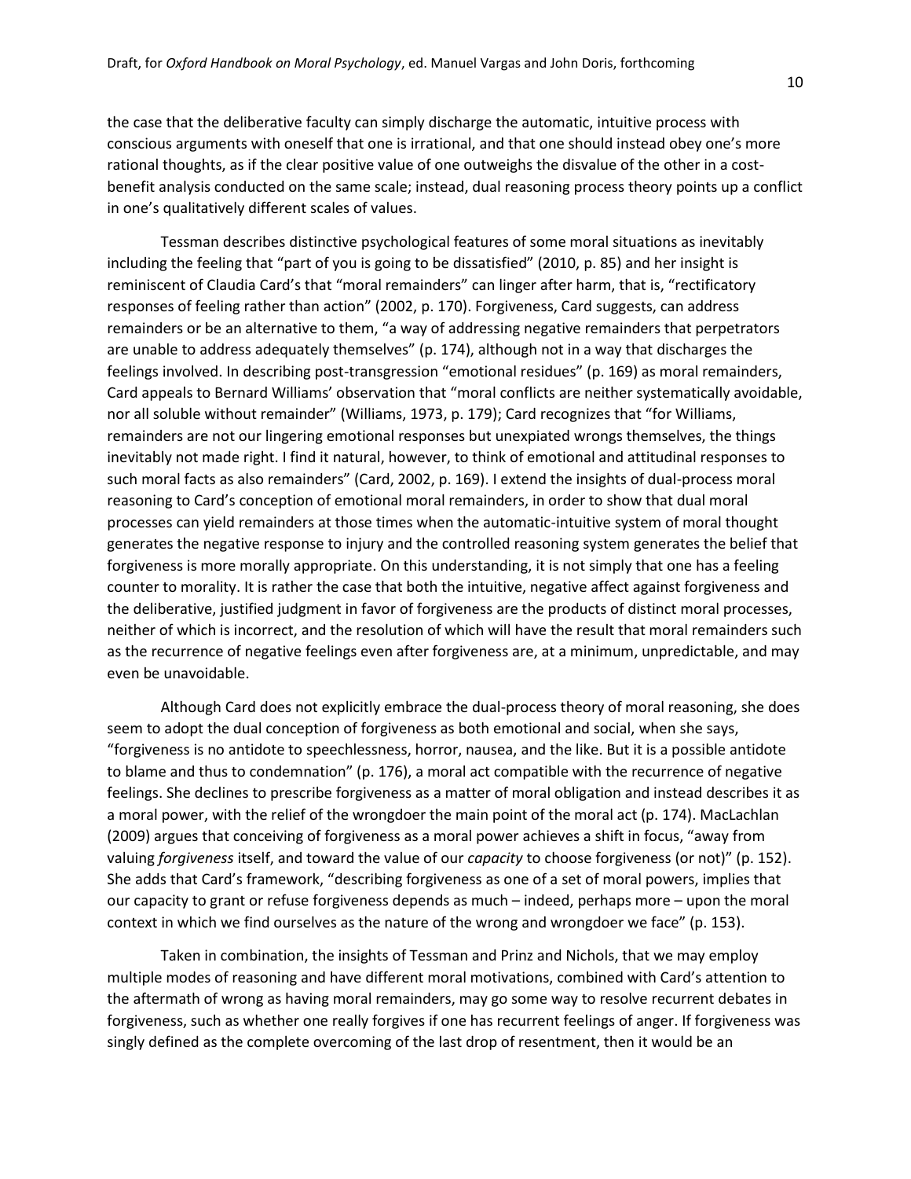the case that the deliberative faculty can simply discharge the automatic, intuitive process with conscious arguments with oneself that one is irrational, and that one should instead obey one's more rational thoughts, as if the clear positive value of one outweighs the disvalue of the other in a cost-benefit analysis conducted on the same scale; instead, dual reasoning process theory points up a conflict in one's qualitatively different scales of values.

Tessman describes distinctive psychological features of some moral situations as inevitably including the feeling that "part of you is going to be dissatisfied" (2010, p. 85) and her insight is reminiscent of Claudia Card's that "moral remainders" can linger after harm, that is, "rectificatory responses of feeling rather than action" (2002, p. 170). Forgiveness, Card suggests, can address remainders or be an alternative to them, "a way of addressing negative remainders that perpetrators are unable to address adequately themselves" (p. 174), although not in a way that discharges the feelings involved. In describing post-transgression "emotional residues" (p. 169) as moral remainders, Card appeals to Bernard Williams' observation that "moral conflicts are neither systematically avoidable, nor all soluble without remainder" (Williams, 1973, p. 179); Card recognizes that "for Williams, remainders are not our lingering emotional responses but unexpiated wrongs themselves, the things inevitably not made right. I find it natural, however, to think of emotional and attitudinal responses to such moral facts as also remainders" (Card, 2002, p. 169). I extend the insights of dual-process moral reasoning to Card's conception of emotional moral remainders, in order to show that dual moral processes can yield remainders at those times when the automatic-intuitive system of moral thought generates the negative response to injury and the controlled reasoning system generates the belief that forgiveness is more morally appropriate. On this understanding, it is not simply that one has a feeling counter to morality. It is rather the case that both the intuitive, negative affect against forgiveness and the deliberative, justified judgment in favor of forgiveness are the products of distinct moral processes, neither of which is incorrect, and the resolution of which will have the result that moral remainders such as the recurrence of negative feelings even after forgiveness are, at a minimum, unpredictable, and may even be unavoidable.

Although Card does not explicitly embrace the dual-process theory of moral reasoning, she does seem to adopt the dual conception of forgiveness as both emotional and social, when she says, "forgiveness is no antidote to speechlessness, horror, nausea, and the like. But it is a possible antidote to blame and thus to condemnation" (p. 176), a moral act compatible with the recurrence of negative feelings. She declines to prescribe forgiveness as a matter of moral obligation and instead describes it as a moral power, with the relief of the wrongdoer the main point of the moral act (p. 174). MacLachlan (2009) argues that conceiving of forgiveness as a moral power achieves a shift in focus, "away from valuing *forgiveness* itself, and toward the value of our *capacity* to choose forgiveness (or not)" (p. 152). She adds that Card's framework, "describing forgiveness as one of a set of moral powers, implies that our capacity to grant or refuse forgiveness depends as much – indeed, perhaps more – upon the moral context in which we find ourselves as the nature of the wrong and wrongdoer we face" (p. 153).

Taken in combination, the insights of Tessman and Prinz and Nichols, that we may employ multiple modes of reasoning and have different moral motivations, combined with Card's attention to the aftermath of wrong as having moral remainders, may go some way to resolve recurrent debates in forgiveness, such as whether one really forgives if one has recurrent feelings of anger. If forgiveness was singly defined as the complete overcoming of the last drop of resentment, then it would be an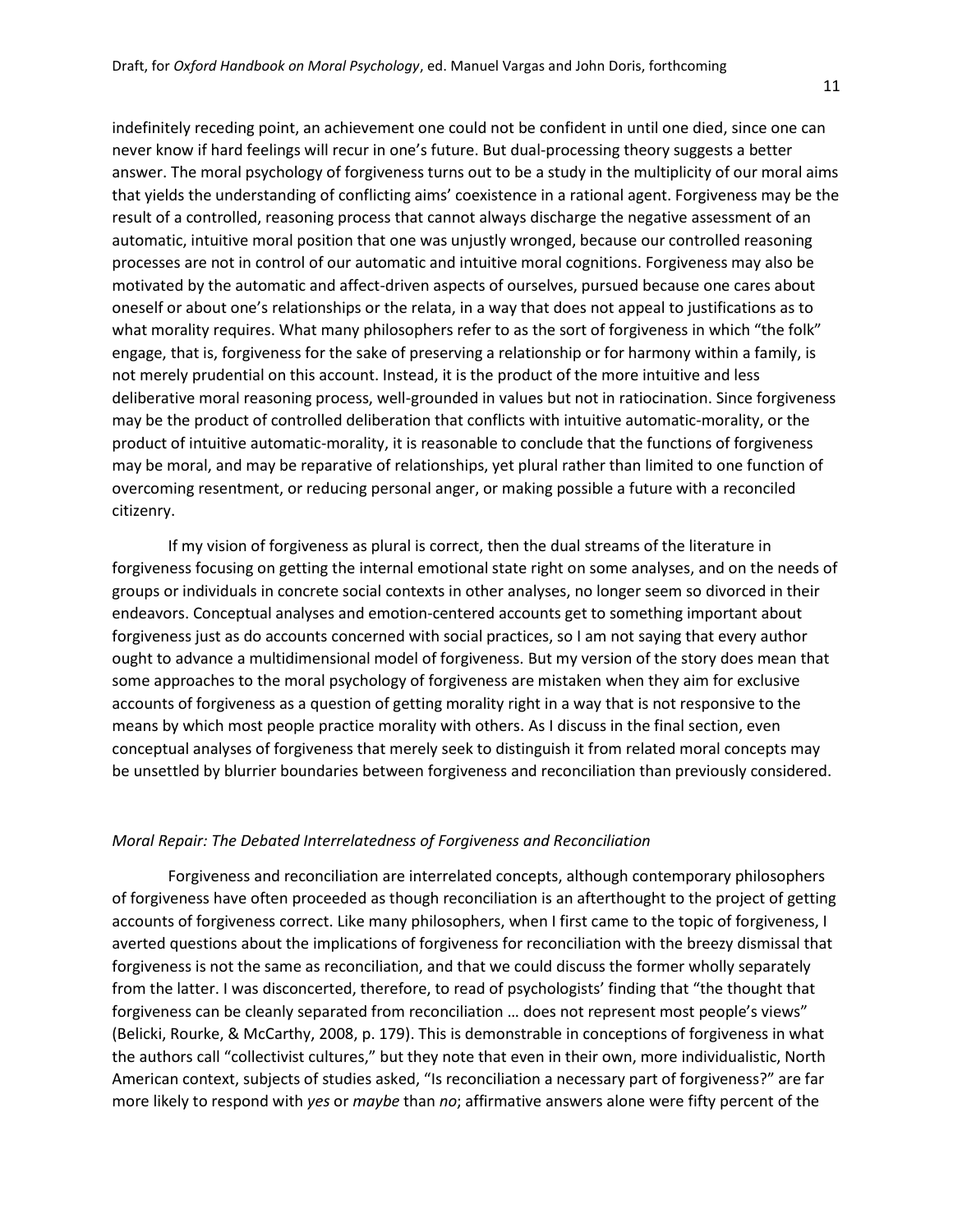indefinitely receding point, an achievement one could not be confident in until one died, since one can never know if hard feelings will recur in one's future. But dual-processing theory suggests a better answer. The moral psychology of forgiveness turns out to be a study in the multiplicity of our moral aims that yields the understanding of conflicting aims' coexistence in a rational agent. Forgiveness may be the result of a controlled, reasoning process that cannot always discharge the negative assessment of an automatic, intuitive moral position that one was unjustly wronged, because our controlled reasoning processes are not in control of our automatic and intuitive moral cognitions. Forgiveness may also be motivated by the automatic and affect-driven aspects of ourselves, pursued because one cares about oneself or about one's relationships or the relata, in a way that does not appeal to justifications as to what morality requires. What many philosophers refer to as the sort of forgiveness in which "the folk" engage, that is, forgiveness for the sake of preserving a relationship or for harmony within a family, is not merely prudential on this account. Instead, it is the product of the more intuitive and less deliberative moral reasoning process, well-grounded in values but not in ratiocination. Since forgiveness may be the product of controlled deliberation that conflicts with intuitive automatic-morality, or the product of intuitive automatic-morality, it is reasonable to conclude that the functions of forgiveness may be moral, and may be reparative of relationships, yet plural rather than limited to one function of overcoming resentment, or reducing personal anger, or making possible a future with a reconciled citizenry.

If my vision of forgiveness as plural is correct, then the dual streams of the literature in forgiveness focusing on getting the internal emotional state right on some analyses, and on the needs of groups or individuals in concrete social contexts in other analyses, no longer seem so divorced in their endeavors. Conceptual analyses and emotion-centered accounts get to something important about forgiveness just as do accounts concerned with social practices, so I am not saying that every author ought to advance a multidimensional model of forgiveness. But my version of the story does mean that some approaches to the moral psychology of forgiveness are mistaken when they aim for exclusive accounts of forgiveness as a question of getting morality right in a way that is not responsive to the means by which most people practice morality with others. As I discuss in the final section, even conceptual analyses of forgiveness that merely seek to distinguish it from related moral concepts may be unsettled by blurrier boundaries between forgiveness and reconciliation than previously considered.

### *Moral Repair: The Debated Interrelatedness of Forgiveness and Reconciliation*

Forgiveness and reconciliation are interrelated concepts, although contemporary philosophers of forgiveness have often proceeded as though reconciliation is an afterthought to the project of getting accounts of forgiveness correct. Like many philosophers, when I first came to the topic of forgiveness, I averted questions about the implications of forgiveness for reconciliation with the breezy dismissal that forgiveness is not the same as reconciliation, and that we could discuss the former wholly separately from the latter. I was disconcerted, therefore, to read of psychologists' finding that "the thought that forgiveness can be cleanly separated from reconciliation … does not represent most people's views" (Belicki, Rourke, & McCarthy, 2008, p. 179). This is demonstrable in conceptions of forgiveness in what the authors call "collectivist cultures," but they note that even in their own, more individualistic, North American context, subjects of studies asked, "Is reconciliation a necessary part of forgiveness?" are far more likely to respond with *yes* or *maybe* than *no*; affirmative answers alone were fifty percent of the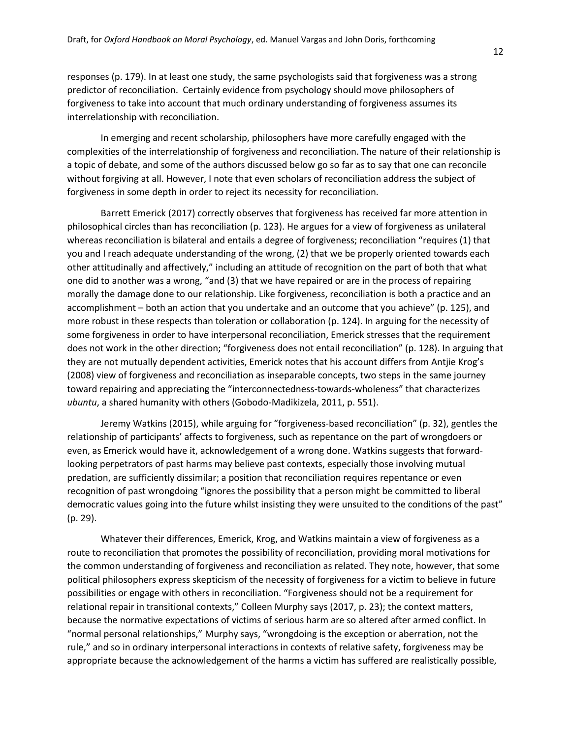responses (p. 179). In at least one study, the same psychologists said that forgiveness was a strong predictor of reconciliation. Certainly evidence from psychology should move philosophers of forgiveness to take into account that much ordinary understanding of forgiveness assumes its interrelationship with reconciliation.

In emerging and recent scholarship, philosophers have more carefully engaged with the complexities of the interrelationship of forgiveness and reconciliation. The nature of their relationship is a topic of debate, and some of the authors discussed below go so far as to say that one can reconcile without forgiving at all. However, I note that even scholars of reconciliation address the subject of forgiveness in some depth in order to reject its necessity for reconciliation.

Barrett Emerick (2017) correctly observes that forgiveness has received far more attention in philosophical circles than has reconciliation (p. 123). He argues for a view of forgiveness as unilateral whereas reconciliation is bilateral and entails a degree of forgiveness; reconciliation "requires (1) that you and I reach adequate understanding of the wrong, (2) that we be properly oriented towards each other attitudinally and affectively," including an attitude of recognition on the part of both that what one did to another was a wrong, "and (3) that we have repaired or are in the process of repairing morally the damage done to our relationship. Like forgiveness, reconciliation is both a practice and an accomplishment – both an action that you undertake and an outcome that you achieve" (p. 125), and more robust in these respects than toleration or collaboration (p. 124). In arguing for the necessity of some forgiveness in order to have interpersonal reconciliation, Emerick stresses that the requirement does not work in the other direction; "forgiveness does not entail reconciliation" (p. 128). In arguing that they are not mutually dependent activities, Emerick notes that his account differs from Antjie Krog's (2008) view of forgiveness and reconciliation as inseparable concepts, two steps in the same journey toward repairing and appreciating the "interconnectedness-towards-wholeness" that characterizes *ubuntu*, a shared humanity with others (Gobodo-Madikizela, 2011, p. 551).

Jeremy Watkins (2015), while arguing for "forgiveness-based reconciliation" (p. 32), gentles the relationship of participants' affects to forgiveness, such as repentance on the part of wrongdoers or even, as Emerick would have it, acknowledgement of a wrong done. Watkins suggests that forward-looking perpetrators of past harms may believe past contexts, especially those involving mutual predation, are sufficiently dissimilar; a position that reconciliation requires repentance or even recognition of past wrongdoing "ignores the possibility that a person might be committed to liberal democratic values going into the future whilst insisting they were unsuited to the conditions of the past" (p. 29).

Whatever their differences, Emerick, Krog, and Watkins maintain a view of forgiveness as a route to reconciliation that promotes the possibility of reconciliation, providing moral motivations for the common understanding of forgiveness and reconciliation as related. They note, however, that some political philosophers express skepticism of the necessity of forgiveness for a victim to believe in future possibilities or engage with others in reconciliation. "Forgiveness should not be a requirement for relational repair in transitional contexts," Colleen Murphy says (2017, p. 23); the context matters, because the normative expectations of victims of serious harm are so altered after armed conflict. In "normal personal relationships," Murphy says, "wrongdoing is the exception or aberration, not the rule," and so in ordinary interpersonal interactions in contexts of relative safety, forgiveness may be appropriate because the acknowledgement of the harms a victim has suffered are realistically possible,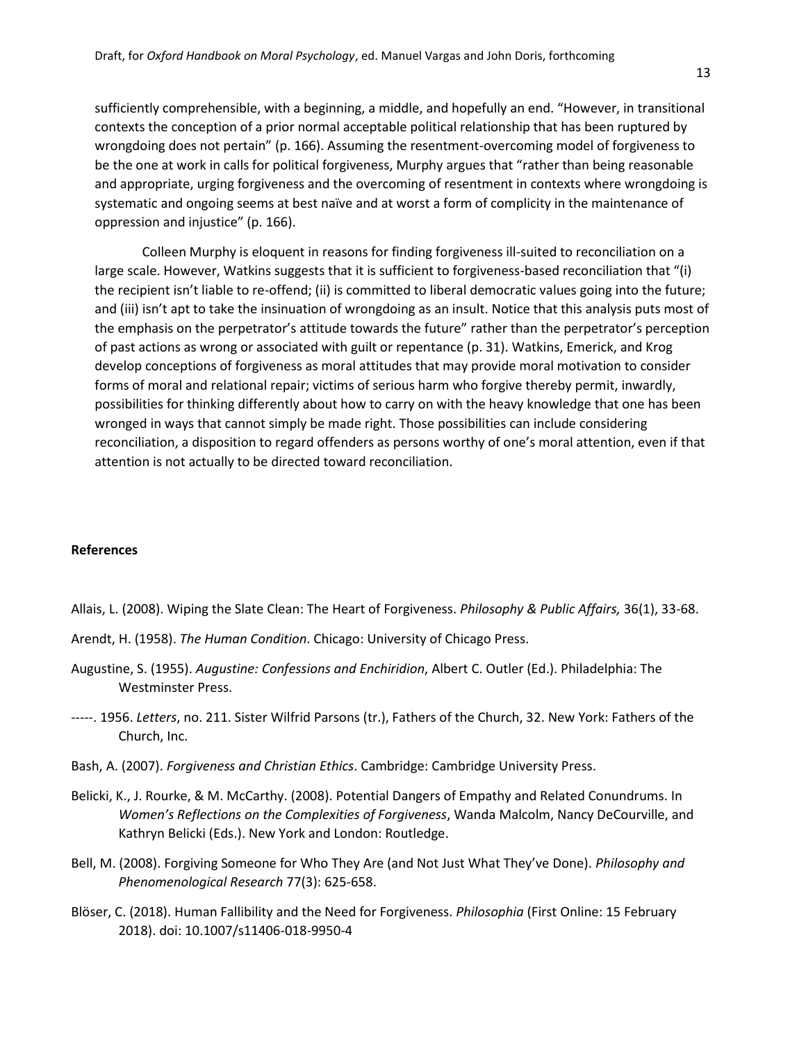sufficiently comprehensible, with a beginning, a middle, and hopefully an end. "However, in transitional contexts the conception of a prior normal acceptable political relationship that has been ruptured by wrongdoing does not pertain" (p. 166). Assuming the resentment-overcoming model of forgiveness to be the one at work in calls for political forgiveness, Murphy argues that "rather than being reasonable and appropriate, urging forgiveness and the overcoming of resentment in contexts where wrongdoing is systematic and ongoing seems at best naïve and at worst a form of complicity in the maintenance of oppression and injustice" (p. 166).

Colleen Murphy is eloquent in reasons for finding forgiveness ill-suited to reconciliation on a large scale. However, Watkins suggests that it is sufficient to forgiveness-based reconciliation that "(i) the recipient isn't liable to re-offend; (ii) is committed to liberal democratic values going into the future; and (iii) isn't apt to take the insinuation of wrongdoing as an insult. Notice that this analysis puts most of the emphasis on the perpetrator's attitude towards the future" rather than the perpetrator's perception of past actions as wrong or associated with guilt or repentance (p. 31). Watkins, Emerick, and Krog develop conceptions of forgiveness as moral attitudes that may provide moral motivation to consider forms of moral and relational repair; victims of serious harm who forgive thereby permit, inwardly, possibilities for thinking differently about how to carry on with the heavy knowledge that one has been wronged in ways that cannot simply be made right. Those possibilities can include considering reconciliation, a disposition to regard offenders as persons worthy of one's moral attention, even if that attention is not actually to be directed toward reconciliation.

**References**

Allais, L. (2008). Wiping the Slate Clean: The Heart of Forgiveness. *Philosophy & Public Affairs,* 36(1), 33-68.

Arendt, H. (1958). *The Human Condition*. Chicago: University of Chicago Press.

Augustine, S. (1955). *Augustine: Confessions and Enchiridion*, Albert C. Outler (Ed.). Philadelphia: The Westminster Press.

-----. 1956. *Letters*, no. 211. Sister Wilfrid Parsons (tr.), Fathers of the Church, 32. New York: Fathers of the Church, Inc.

Bash, A. (2007). *Forgiveness and Christian Ethics*. Cambridge: Cambridge University Press.

Belicki, K., J. Rourke, & M. McCarthy. (2008). Potential Dangers of Empathy and Related Conundrums. In *Women's Reflections on the Complexities of Forgiveness*, Wanda Malcolm, Nancy DeCourville, and Kathryn Belicki (Eds.). New York and London: Routledge.

Bell, M. (2008). Forgiving Someone for Who They Are (and Not Just What They've Done). *Philosophy and Phenomenological Research* 77(3): 625-658.

Blöser, C. (2018). Human Fallibility and the Need for Forgiveness. *Philosophia* (First Online: 15 February 2018). doi: 10.1007/s11406-018-9950-4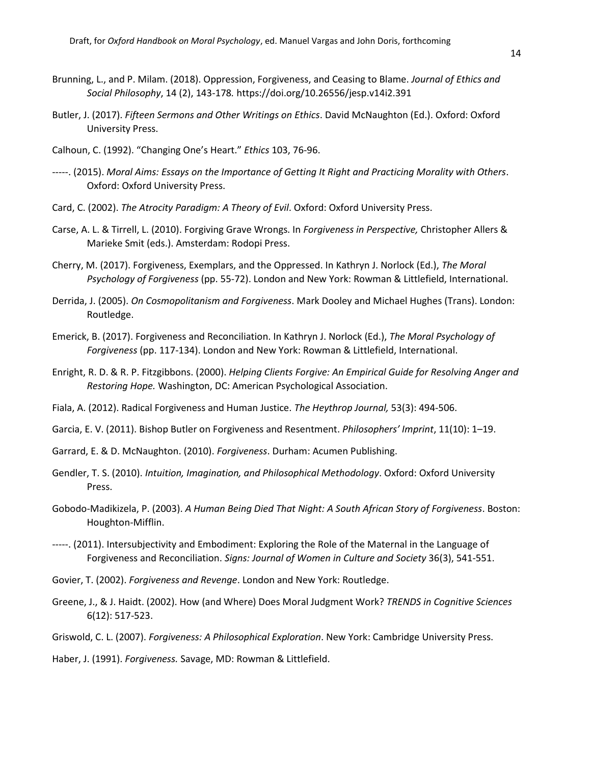Brunning, L., and P. Milam. (2018). Oppression, Forgiveness, and Ceasing to Blame. *Journal of Ethics and Social Philosophy*, 14 (2), 143-178. https://doi.org/10.26556/jesp.v14i2.391

Butler, J. (2017). *Fifteen Sermons and Other Writings on Ethics*. David McNaughton (Ed.). Oxford: Oxford University Press.

Calhoun, C. (1992). "Changing One's Heart." *Ethics* 103, 76-96.

-----. (2015). *Moral Aims: Essays on the Importance of Getting It Right and Practicing Morality with Others*. Oxford: Oxford University Press.

Card, C. (2002). *The Atrocity Paradigm: A Theory of Evil*. Oxford: Oxford University Press.

Carse, A. L. & Tirrell, L. (2010). Forgiving Grave Wrongs. In *Forgiveness in Perspective,* Christopher Allers & Marieke Smit (eds.). Amsterdam: Rodopi Press.

Cherry, M. (2017). Forgiveness, Exemplars, and the Oppressed. In Kathryn J. Norlock (Ed.), *The Moral Psychology of Forgiveness* (pp. 55-72). London and New York: Rowman & Littlefield, International.

Derrida, J. (2005). *On Cosmopolitanism and Forgiveness*. Mark Dooley and Michael Hughes (Trans). London: Routledge.

Emerick, B. (2017). Forgiveness and Reconciliation. In Kathryn J. Norlock (Ed.), *The Moral Psychology of Forgiveness* (pp. 117-134). London and New York: Rowman & Littlefield, International.

Enright, R. D. & R. P. Fitzgibbons. (2000). *Helping Clients Forgive: An Empirical Guide for Resolving Anger and Restoring Hope.* Washington, DC: American Psychological Association.

Fiala, A. (2012). Radical Forgiveness and Human Justice. *The Heythrop Journal,* 53(3): 494-506.

Garcia, E. V. (2011). Bishop Butler on Forgiveness and Resentment. *Philosophers' Imprint*, 11(10): 1–19.

Garrard, E. & D. McNaughton. (2010). *Forgiveness*. Durham: Acumen Publishing.

Gendler, T. S. (2010). *Intuition, Imagination, and Philosophical Methodology*. Oxford: Oxford University Press.

Gobodo-Madikizela, P. (2003). *A Human Being Died That Night: A South African Story of Forgiveness*. Boston: Houghton-Mifflin.

-----. (2011). Intersubjectivity and Embodiment: Exploring the Role of the Maternal in the Language of Forgiveness and Reconciliation. *Signs: Journal of Women in Culture and Society* 36(3), 541-551.

Govier, T. (2002). *Forgiveness and Revenge*. London and New York: Routledge.

Greene, J., & J. Haidt. (2002). How (and Where) Does Moral Judgment Work? *TRENDS in Cognitive Sciences* 6(12): 517-523.

Griswold, C. L. (2007). *Forgiveness: A Philosophical Exploration*. New York: Cambridge University Press.

Haber, J. (1991). *Forgiveness.* Savage, MD: Rowman & Littlefield.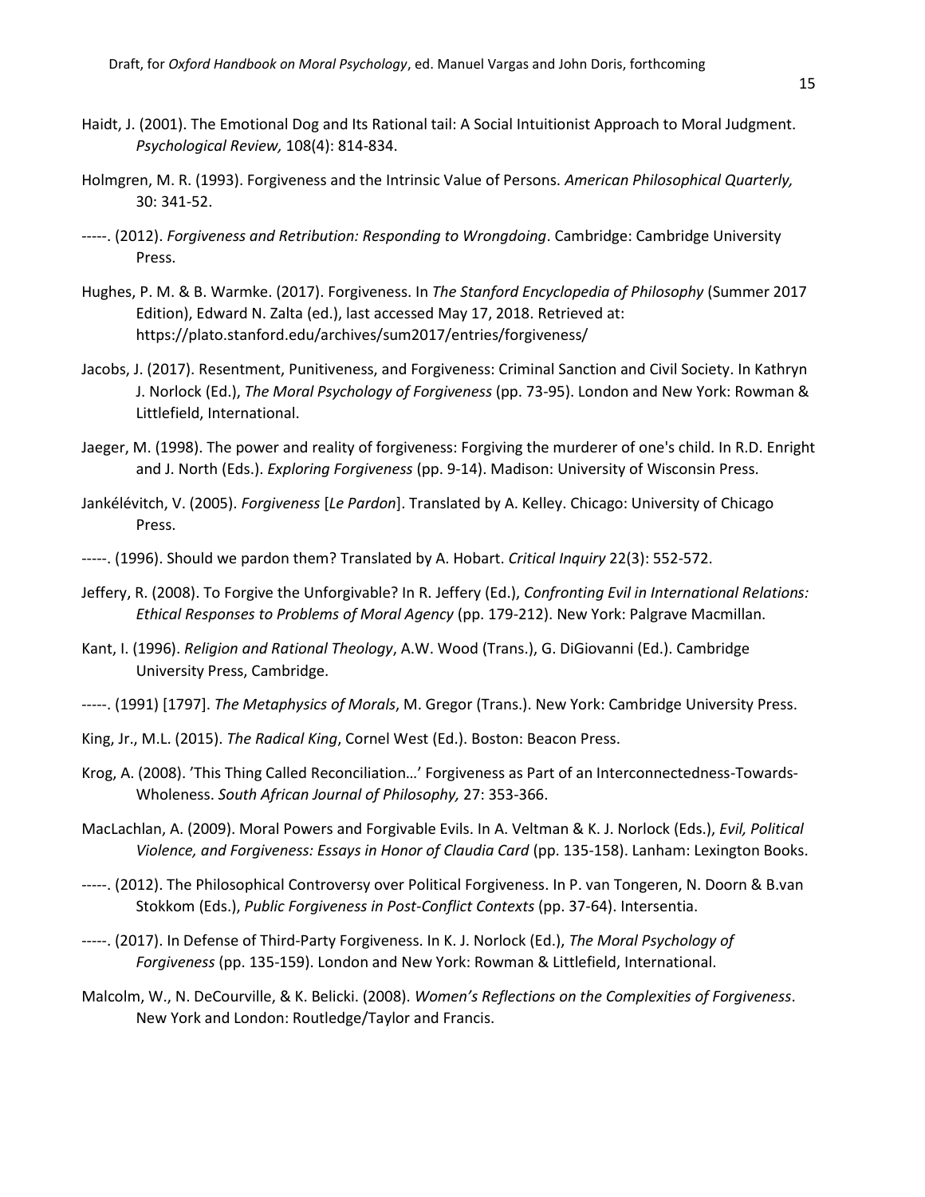Haidt, J. (2001). The Emotional Dog and Its Rational tail: A Social Intuitionist Approach to Moral Judgment. *Psychological Review,* 108(4): 814-834.

Holmgren, M. R. (1993). Forgiveness and the Intrinsic Value of Persons. *American Philosophical Quarterly,* 30: 341-52.

-----. (2012). *Forgiveness and Retribution: Responding to Wrongdoing*. Cambridge: Cambridge University Press.

Hughes, P. M. & B. Warmke. (2017). Forgiveness. In *The Stanford Encyclopedia of Philosophy* (Summer 2017 Edition), Edward N. Zalta (ed.), last accessed May 17, 2018. Retrieved at: https://plato.stanford.edu/archives/sum2017/entries/forgiveness/

Jacobs, J. (2017). Resentment, Punitiveness, and Forgiveness: Criminal Sanction and Civil Society. In Kathryn J. Norlock (Ed.), *The Moral Psychology of Forgiveness* (pp. 73-95). London and New York: Rowman & Littlefield, International.

Jaeger, M. (1998). The power and reality of forgiveness: Forgiving the murderer of one's child. In R.D. Enright and J. North (Eds.). *Exploring Forgiveness* (pp. 9-14). Madison: University of Wisconsin Press.

Jankélévitch, V. (2005). *Forgiveness* [*Le Pardon*]. Translated by A. Kelley. Chicago: University of Chicago Press.

-----. (1996). Should we pardon them? Translated by A. Hobart. *Critical Inquiry* 22(3): 552-572.

Jeffery, R. (2008). To Forgive the Unforgivable? In R. Jeffery (Ed.), *Confronting Evil in International Relations: Ethical Responses to Problems of Moral Agency* (pp. 179-212). New York: Palgrave Macmillan.

Kant, I. (1996). *Religion and Rational Theology*, A.W. Wood (Trans.), G. DiGiovanni (Ed.). Cambridge University Press, Cambridge.

-----. (1991) [1797]. *The Metaphysics of Morals*, M. Gregor (Trans.). New York: Cambridge University Press.

King, Jr., M.L. (2015). *The Radical King*, Cornel West (Ed.). Boston: Beacon Press.

Krog, A. (2008). 'This Thing Called Reconciliation…' Forgiveness as Part of an Interconnectedness-Towards-Wholeness. *South African Journal of Philosophy,* 27: 353-366.

MacLachlan, A. (2009). Moral Powers and Forgivable Evils. In A. Veltman & K. J. Norlock (Eds.), *Evil, Political Violence, and Forgiveness: Essays in Honor of Claudia Card* (pp. 135-158). Lanham: Lexington Books.

-----. (2012). The Philosophical Controversy over Political Forgiveness. In P. van Tongeren, N. Doorn & B.van Stokkom (Eds.), *Public Forgiveness in Post-Conflict Contexts* (pp. 37-64). Intersentia.

-----. (2017). In Defense of Third-Party Forgiveness. In K. J. Norlock (Ed.), *The Moral Psychology of Forgiveness* (pp. 135-159). London and New York: Rowman & Littlefield, International.

Malcolm, W., N. DeCourville, & K. Belicki. (2008). *Women's Reflections on the Complexities of Forgiveness*. New York and London: Routledge/Taylor and Francis.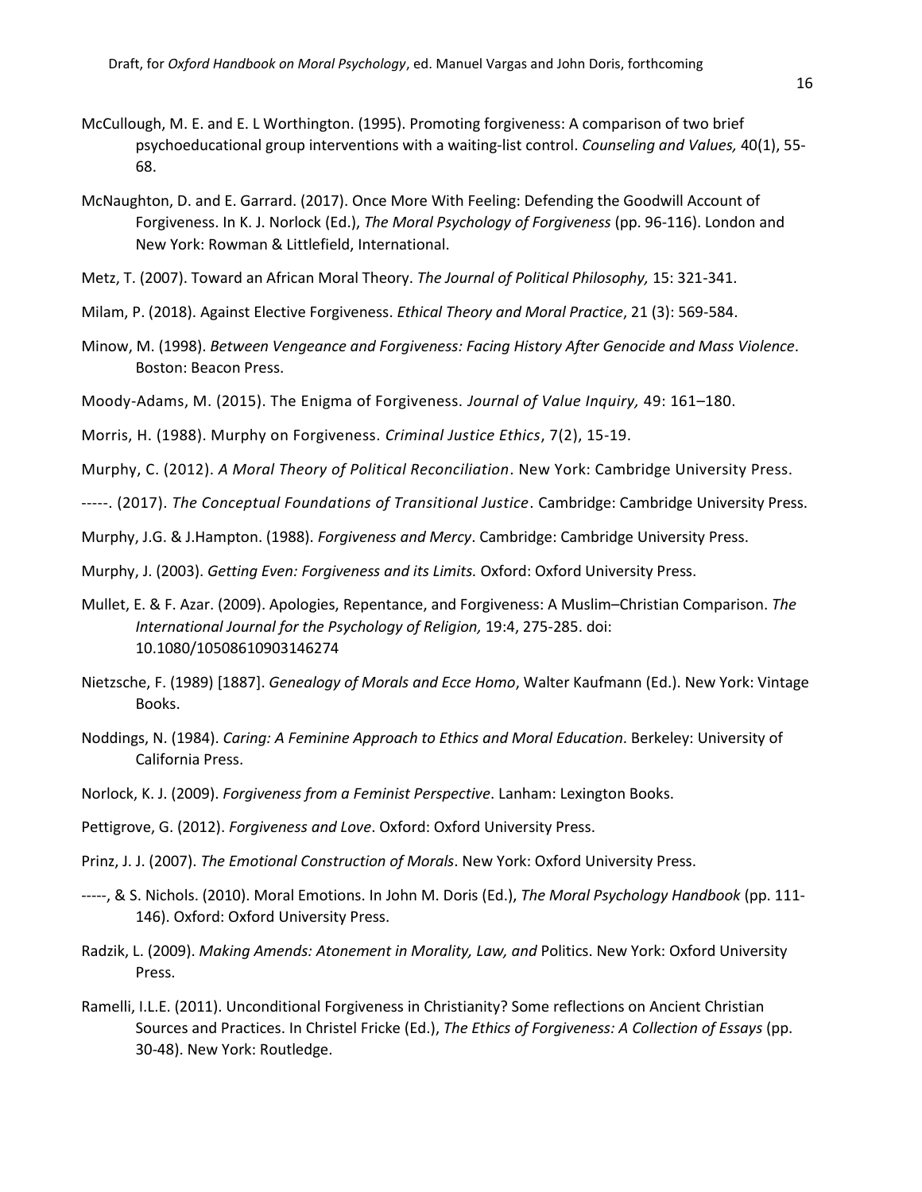McCullough, M. E. and E. L Worthington. (1995). Promoting forgiveness: A comparison of two brief psychoeducational group interventions with a waiting-list control. *Counseling and Values,* 40(1), 55-68.

McNaughton, D. and E. Garrard. (2017). Once More With Feeling: Defending the Goodwill Account of Forgiveness. In K. J. Norlock (Ed.), *The Moral Psychology of Forgiveness* (pp. 96-116). London and New York: Rowman & Littlefield, International.

Metz, T. (2007). Toward an African Moral Theory. *The Journal of Political Philosophy,* 15: 321-341.

Milam, P. (2018). Against Elective Forgiveness. *Ethical Theory and Moral Practice*, 21 (3): 569-584.

Minow, M. (1998). *Between Vengeance and Forgiveness: Facing History After Genocide and Mass Violence*. Boston: Beacon Press.

Moody-Adams, M. (2015). The Enigma of Forgiveness. *Journal of Value Inquiry,* 49: 161–180.

Morris, H. (1988). Murphy on Forgiveness. *Criminal Justice Ethics*, 7(2), 15-19.

Murphy, C. (2012). *A Moral Theory of Political Reconciliation*. New York: Cambridge University Press.

-----. (2017). *The Conceptual Foundations of Transitional Justice*. Cambridge: Cambridge University Press.

Murphy, J.G. & J.Hampton. (1988). *Forgiveness and Mercy*. Cambridge: Cambridge University Press.

Murphy, J. (2003). *Getting Even: Forgiveness and its Limits.* Oxford: Oxford University Press.

Mullet, E. & F. Azar. (2009). Apologies, Repentance, and Forgiveness: A Muslim–Christian Comparison. *The International Journal for the Psychology of Religion,* 19:4, 275-285. doi: 10.1080/10508610903146274

Nietzsche, F. (1989) [1887]. *Genealogy of Morals and Ecce Homo*, Walter Kaufmann (Ed.). New York: Vintage Books.

Noddings, N. (1984). *Caring: A Feminine Approach to Ethics and Moral Education*. Berkeley: University of California Press.

Norlock, K. J. (2009). *Forgiveness from a Feminist Perspective*. Lanham: Lexington Books.

Pettigrove, G. (2012). *Forgiveness and Love*. Oxford: Oxford University Press.

Prinz, J. J. (2007). *The Emotional Construction of Morals*. New York: Oxford University Press.

-----, & S. Nichols. (2010). Moral Emotions. In John M. Doris (Ed.), *The Moral Psychology Handbook* (pp. 111-146). Oxford: Oxford University Press.

Radzik, L. (2009). *Making Amends: Atonement in Morality, Law, and* Politics. New York: Oxford University Press.

Ramelli, I.L.E. (2011). Unconditional Forgiveness in Christianity? Some reflections on Ancient Christian Sources and Practices. In Christel Fricke (Ed.), *The Ethics of Forgiveness: A Collection of Essays* (pp. 30-48). New York: Routledge.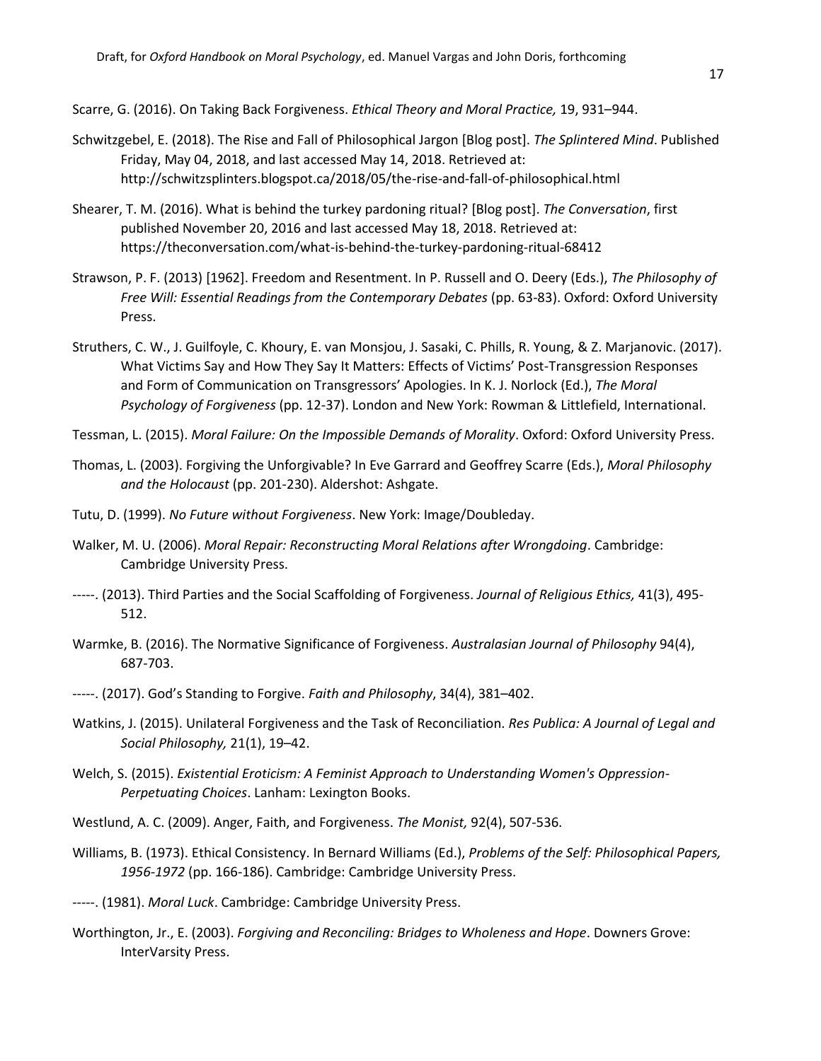Scarre, G. (2016). On Taking Back Forgiveness. *Ethical Theory and Moral Practice,* 19, 931–944.

Schwitzgebel, E. (2018). The Rise and Fall of Philosophical Jargon [Blog post]. *The Splintered Mind*. Published Friday, May 04, 2018, and last accessed May 14, 2018. Retrieved at: http://schwitzsplinters.blogspot.ca/2018/05/the-rise-and-fall-of-philosophical.html

Shearer, T. M. (2016). What is behind the turkey pardoning ritual? [Blog post]. *The Conversation*, first published November 20, 2016 and last accessed May 18, 2018. Retrieved at: https://theconversation.com/what-is-behind-the-turkey-pardoning-ritual-68412

Strawson, P. F. (2013) [1962]. Freedom and Resentment. In P. Russell and O. Deery (Eds.), *The Philosophy of Free Will: Essential Readings from the Contemporary Debates* (pp. 63-83). Oxford: Oxford University Press.

Struthers, C. W., J. Guilfoyle, C. Khoury, E. van Monsjou, J. Sasaki, C. Phills, R. Young, & Z. Marjanovic. (2017). What Victims Say and How They Say It Matters: Effects of Victims' Post-Transgression Responses and Form of Communication on Transgressors' Apologies. In K. J. Norlock (Ed.), *The Moral Psychology of Forgiveness* (pp. 12-37). London and New York: Rowman & Littlefield, International.

Tessman, L. (2015). *Moral Failure: On the Impossible Demands of Morality*. Oxford: Oxford University Press.

Thomas, L. (2003). Forgiving the Unforgivable? In Eve Garrard and Geoffrey Scarre (Eds.), *Moral Philosophy and the Holocaust* (pp. 201-230). Aldershot: Ashgate.

Tutu, D. (1999). *No Future without Forgiveness*. New York: Image/Doubleday.

Walker, M. U. (2006). *Moral Repair: Reconstructing Moral Relations after Wrongdoing*. Cambridge: Cambridge University Press.

-----. (2013). Third Parties and the Social Scaffolding of Forgiveness. *Journal of Religious Ethics,* 41(3), 495-512.

Warmke, B. (2016). The Normative Significance of Forgiveness. *Australasian Journal of Philosophy* 94(4), 687-703.

-----. (2017). God's Standing to Forgive. *Faith and Philosophy*, 34(4), 381–402.

Watkins, J. (2015). Unilateral Forgiveness and the Task of Reconciliation. *Res Publica: A Journal of Legal and Social Philosophy,* 21(1), 19–42.

Welch, S. (2015). *Existential Eroticism: A Feminist Approach to Understanding Women's Oppression-Perpetuating Choices*. Lanham: Lexington Books.

Westlund, A. C. (2009). Anger, Faith, and Forgiveness. *The Monist,* 92(4), 507-536.

Williams, B. (1973). Ethical Consistency. In Bernard Williams (Ed.), *Problems of the Self: Philosophical Papers, 1956-1972* (pp. 166-186). Cambridge: Cambridge University Press.

-----. (1981). *Moral Luck*. Cambridge: Cambridge University Press.

Worthington, Jr., E. (2003). *Forgiving and Reconciling: Bridges to Wholeness and Hope*. Downers Grove: InterVarsity Press.